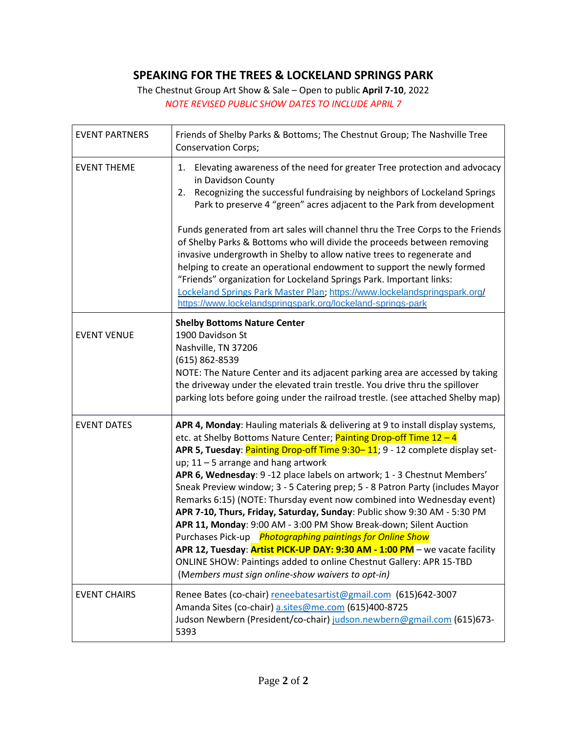# SPEAKING FOR THE TREES & LOCKELAND SPRINGS PARK

The Chestnut Group Art Show & Sale – Open to public **April 7-10**, 2022

*NOTE REVISED PUBLIC SHOW DATES TO INCLUDE APRIL 7*

| | |
|---|---|
| EVENT PARTNERS | Friends of Shelby Parks & Bottoms; The Chestnut Group; The Nashville Tree Conservation Corps; |
| EVENT THEME | 1. Elevating awareness of the need for greater Tree protection and advocacy in Davidson County<br>2. Recognizing the successful fundraising by neighbors of Lockeland Springs Park to preserve 4 "green" acres adjacent to the Park from development<br><br>Funds generated from art sales will channel thru the Tree Corps to the Friends of Shelby Parks & Bottoms who will divide the proceeds between removing invasive undergrowth in Shelby to allow native trees to regenerate and helping to create an operational endowment to support the newly formed "Friends" organization for Lockeland Springs Park. Important links: Lockeland Springs Park Master Plan; https://www.lockelandspringspark.org/ https://www.lockelandspringspark.org/lockeland-springs-park |
| EVENT VENUE | **Shelby Bottoms Nature Center**<br>1900 Davidson St<br>Nashville, TN 37206<br>(615) 862-8539<br>NOTE: The Nature Center and its adjacent parking area are accessed by taking the driveway under the elevated train trestle. You drive thru the spillover parking lots before going under the railroad trestle. (see attached Shelby map) |
| EVENT DATES | **APR 4, Monday**: Hauling materials & delivering at 9 to install display systems, etc. at Shelby Bottoms Nature Center; Painting Drop-off Time 12 – 4<br>**APR 5, Tuesday**: Painting Drop-off Time 9:30– 11; 9 - 12 complete display set-up; 11 – 5 arrange and hang artwork<br>**APR 6, Wednesday**: 9 -12 place labels on artwork; 1 - 3 Chestnut Members' Sneak Preview window; 3 - 5 Catering prep; 5 - 8 Patron Party (includes Mayor Remarks 6:15) (NOTE: Thursday event now combined into Wednesday event)<br>**APR 7-10, Thurs, Friday, Saturday, Sunday**: Public show 9:30 AM - 5:30 PM<br>**APR 11, Monday**: 9:00 AM - 3:00 PM Show Break-down; Silent Auction Purchases Pick-up *Photographing paintings for Online Show*<br>**APR 12, Tuesday**: **Artist PICK-UP DAY: 9:30 AM - 1:00 PM** – we vacate facility<br>ONLINE SHOW: Paintings added to online Chestnut Gallery: APR 15-TBD<br>*(Members must sign online-show waivers to opt-in)* |
| EVENT CHAIRS | Renee Bates (co-chair) reneebatesartist@gmail.com (615)642-3007<br>Amanda Sites (co-chair) a.sites@me.com (615)400-8725<br>Judson Newbern (President/co-chair) judson.newbern@gmail.com (615)673-5393 |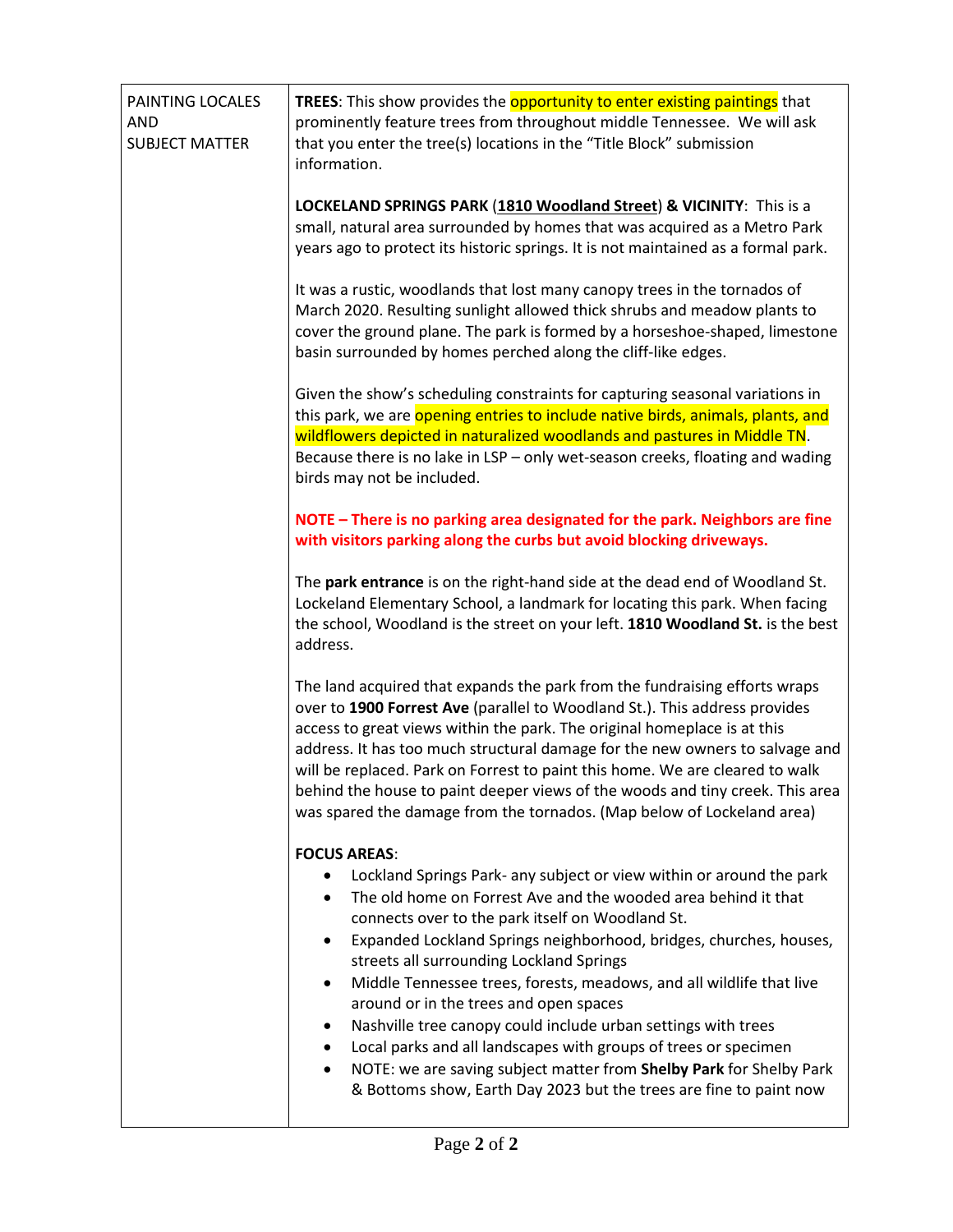| PAINTING LOCALES AND SUBJECT MATTER | **TREES**: This show provides the opportunity to enter existing paintings that prominently feature trees from throughout middle Tennessee. We will ask that you enter the tree(s) locations in the "Title Block" submission information.<br><br>**LOCKELAND SPRINGS PARK** (**1810 Woodland Street**) **& VICINITY**: This is a small, natural area surrounded by homes that was acquired as a Metro Park years ago to protect its historic springs. It is not maintained as a formal park.<br><br>It was a rustic, woodlands that lost many canopy trees in the tornados of March 2020. Resulting sunlight allowed thick shrubs and meadow plants to cover the ground plane. The park is formed by a horseshoe-shaped, limestone basin surrounded by homes perched along the cliff-like edges.<br><br>Given the show's scheduling constraints for capturing seasonal variations in this park, we are opening entries to include native birds, animals, plants, and wildflowers depicted in naturalized woodlands and pastures in Middle TN. Because there is no lake in LSP – only wet-season creeks, floating and wading birds may not be included.<br><br>**NOTE – There is no parking area designated for the park. Neighbors are fine with visitors parking along the curbs but avoid blocking driveways.**<br><br>The **park entrance** is on the right-hand side at the dead end of Woodland St. Lockeland Elementary School, a landmark for locating this park. When facing the school, Woodland is the street on your left. **1810 Woodland St.** is the best address.<br><br>The land acquired that expands the park from the fundraising efforts wraps over to **1900 Forrest Ave** (parallel to Woodland St.). This address provides access to great views within the park. The original homeplace is at this address. It has too much structural damage for the new owners to salvage and will be replaced. Park on Forrest to paint this home. We are cleared to walk behind the house to paint deeper views of the woods and tiny creek. This area was spared the damage from the tornados. (Map below of Lockeland area)<br><br>**FOCUS AREAS**:<br>• Lockland Springs Park- any subject or view within or around the park<br>• The old home on Forrest Ave and the wooded area behind it that connects over to the park itself on Woodland St.<br>• Expanded Lockland Springs neighborhood, bridges, churches, houses, streets all surrounding Lockland Springs<br>• Middle Tennessee trees, forests, meadows, and all wildlife that live around or in the trees and open spaces<br>• Nashville tree canopy could include urban settings with trees<br>• Local parks and all landscapes with groups of trees or specimen<br>• NOTE: we are saving subject matter from **Shelby Park** for Shelby Park & Bottoms show, Earth Day 2023 but the trees are fine to paint now |
|---|---|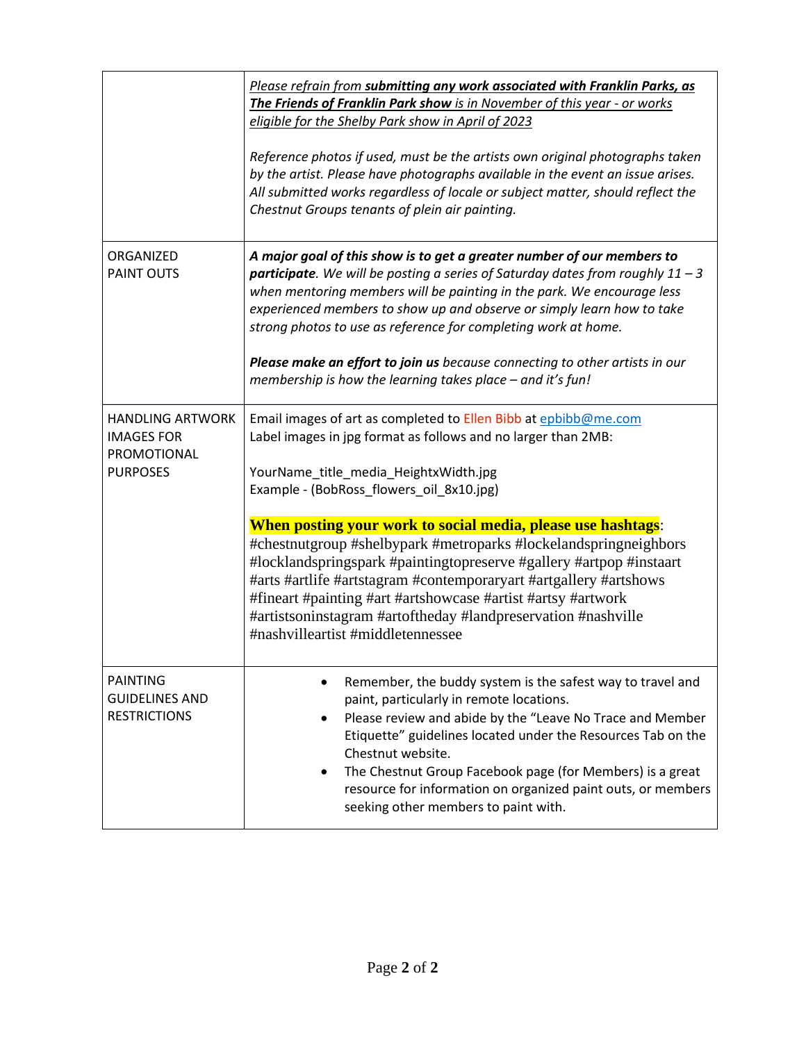| | |
|---|---|
| | *Please refrain from **submitting any work associated with Franklin Parks, as The Friends of Franklin Park show** is in November of this year - or works eligible for the Shelby Park show in April of 2023*<br><br>*Reference photos if used, must be the artists own original photographs taken by the artist. Please have photographs available in the event an issue arises. All submitted works regardless of locale or subject matter, should reflect the Chestnut Groups tenants of plein air painting.* |
| ORGANIZED PAINT OUTS | ***A major goal of this show is to get a greater number of our members to participate****. We will be posting a series of Saturday dates from roughly 11 – 3 when mentoring members will be painting in the park. We encourage less experienced members to show up and observe or simply learn how to take strong photos to use as reference for completing work at home.*<br><br>***Please make an effort to join us*** *because connecting to other artists in our membership is how the learning takes place – and it's fun!* |
| HANDLING ARTWORK IMAGES FOR PROMOTIONAL PURPOSES | Email images of art as completed to Ellen Bibb at epbibb@me.com<br>Label images in jpg format as follows and no larger than 2MB:<br><br>YourName_title_media_HeightxWidth.jpg<br>Example - (BobRoss_flowers_oil_8x10.jpg)<br><br>**When posting your work to social media, please use hashtags**:<br>#chestnutgroup #shelbypark #metroparks #lockelandspringneighbors #locklandspringspark #paintingtopreserve #gallery #artpop #instaart #arts #artlife #artstagram #contemporaryart #artgallery #artshows #fineart #painting #art #artshowcase #artist #artsy #artwork #artistsoninstagram #artoftheday #landpreservation #nashville #nashvilleartist #middletennessee |
| PAINTING GUIDELINES AND RESTRICTIONS | • Remember, the buddy system is the safest way to travel and paint, particularly in remote locations.<br>• Please review and abide by the "Leave No Trace and Member Etiquette" guidelines located under the Resources Tab on the Chestnut website.<br>• The Chestnut Group Facebook page (for Members) is a great resource for information on organized paint outs, or members seeking other members to paint with. |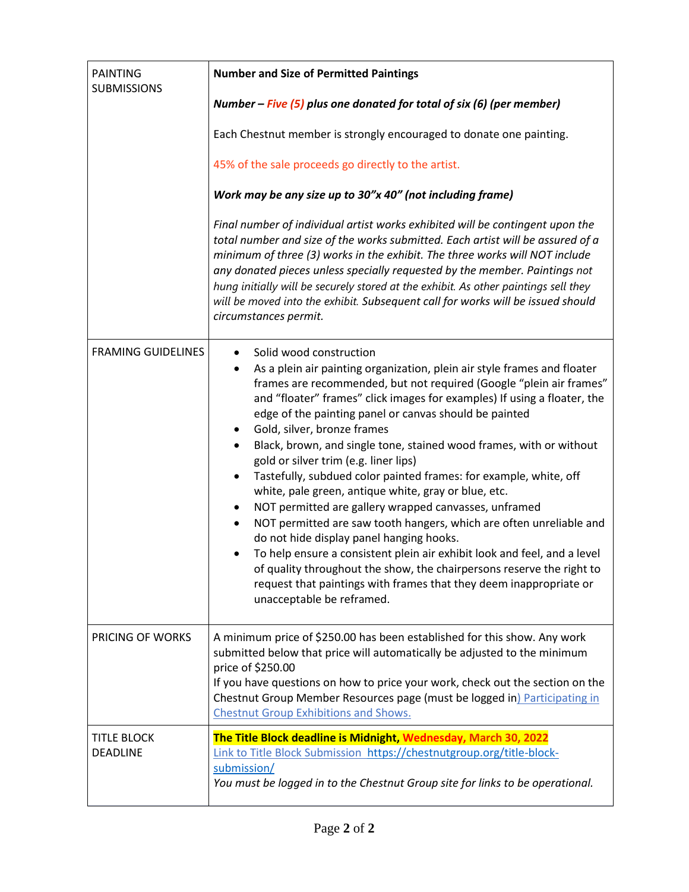| | |
|---|---|
| PAINTING SUBMISSIONS | **Number and Size of Permitted Paintings**<br><br>***Number – Five (5) plus one donated for total of six (6) (per member)***<br><br>Each Chestnut member is strongly encouraged to donate one painting.<br><br>45% of the sale proceeds go directly to the artist.<br><br>***Work may be any size up to 30"x 40" (not including frame)***<br><br>*Final number of individual artist works exhibited will be contingent upon the total number and size of the works submitted. Each artist will be assured of a minimum of three (3) works in the exhibit. The three works will NOT include any donated pieces unless specially requested by the member. Paintings not hung initially will be securely stored at the exhibit. As other paintings sell they will be moved into the exhibit. Subsequent call for works will be issued should circumstances permit.* |
| FRAMING GUIDELINES | • Solid wood construction<br>• As a plein air painting organization, plein air style frames and floater frames are recommended, but not required (Google "plein air frames" and "floater" frames" click images for examples) If using a floater, the edge of the painting panel or canvas should be painted<br>• Gold, silver, bronze frames<br>• Black, brown, and single tone, stained wood frames, with or without gold or silver trim (e.g. liner lips)<br>• Tastefully, subdued color painted frames: for example, white, off white, pale green, antique white, gray or blue, etc.<br>• NOT permitted are gallery wrapped canvasses, unframed<br>• NOT permitted are saw tooth hangers, which are often unreliable and do not hide display panel hanging hooks.<br>• To help ensure a consistent plein air exhibit look and feel, and a level of quality throughout the show, the chairpersons reserve the right to request that paintings with frames that they deem inappropriate or unacceptable be reframed. |
| PRICING OF WORKS | A minimum price of $250.00 has been established for this show. Any work submitted below that price will automatically be adjusted to the minimum price of $250.00<br>If you have questions on how to price your work, check out the section on the Chestnut Group Member Resources page (must be logged in) Participating in Chestnut Group Exhibitions and Shows. |
| TITLE BLOCK DEADLINE | **The Title Block deadline is Midnight, Wednesday, March 30, 2022**<br>Link to Title Block Submission https://chestnutgroup.org/title-block-submission/<br>*You must be logged in to the Chestnut Group site for links to be operational.* |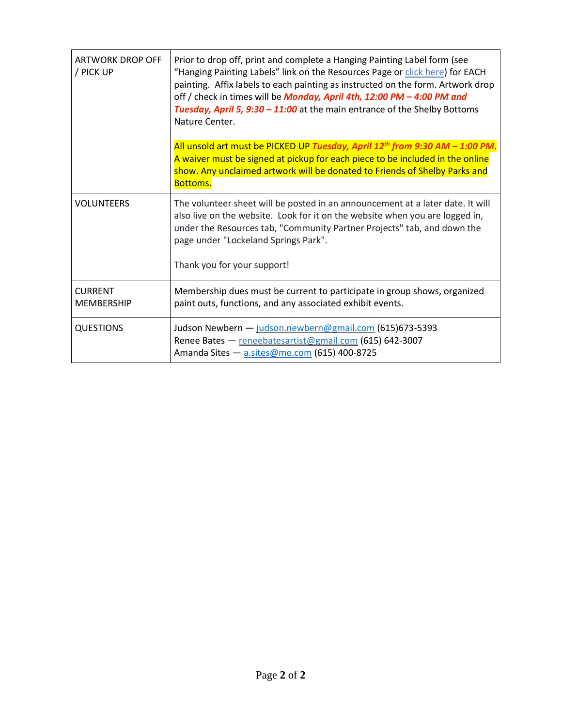| | |
|---|---|
| ARTWORK DROP OFF / PICK UP | Prior to drop off, print and complete a Hanging Painting Label form (see "Hanging Painting Labels" link on the Resources Page or [click here](#)) for EACH painting. Affix labels to each painting as instructed on the form. Artwork drop off / check in times will be ***Monday, April 4th, 12:00 PM – 4:00 PM and Tuesday, April 5, 9:30 – 11:00*** at the main entrance of the Shelby Bottoms Nature Center.<br><br>All unsold art must be PICKED UP ***Tuesday, April 12th from 9:30 AM – 1:00 PM***. A waiver must be signed at pickup for each piece to be included in the online show. Any unclaimed artwork will be donated to Friends of Shelby Parks and Bottoms. |
| VOLUNTEERS | The volunteer sheet will be posted in an announcement at a later date. It will also live on the website. Look for it on the website when you are logged in, under the Resources tab, "Community Partner Projects" tab, and down the page under "Lockeland Springs Park".<br><br>Thank you for your support! |
| CURRENT MEMBERSHIP | Membership dues must be current to participate in group shows, organized paint outs, functions, and any associated exhibit events. |
| QUESTIONS | Judson Newbern — judson.newbern@gmail.com (615)673-5393<br>Renee Bates — reneebatesartist@gmail.com (615) 642-3007<br>Amanda Sites — a.sites@me.com (615) 400-8725 |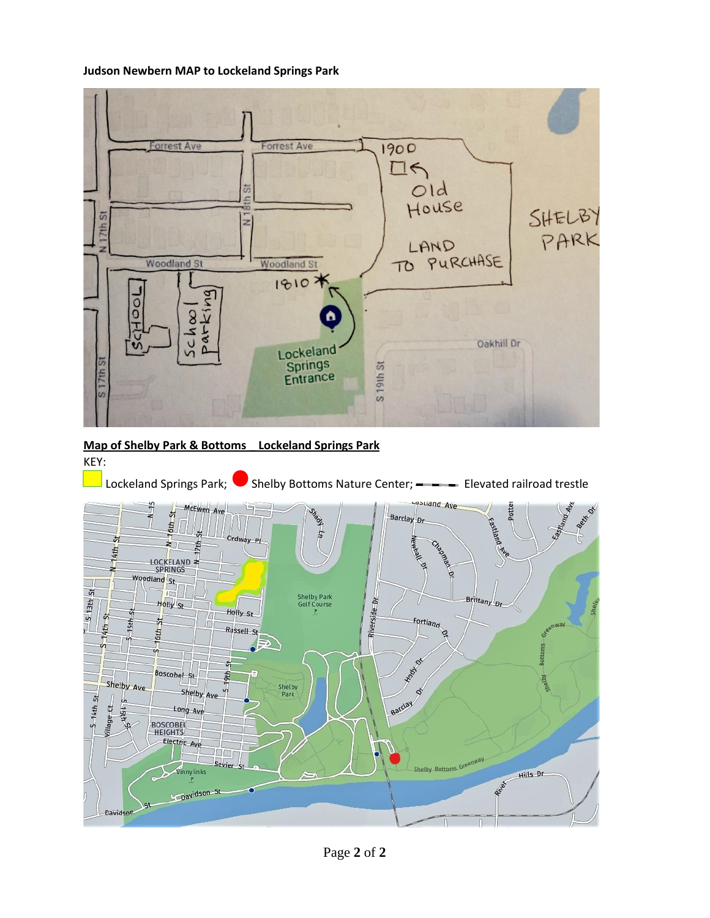**Judson Newbern MAP to Lockeland Springs Park**

**Map of Shelby Park & Bottoms    Lockeland Springs Park**

KEY:

Lockeland Springs Park; Shelby Bottoms Nature Center; Elevated railroad trestle